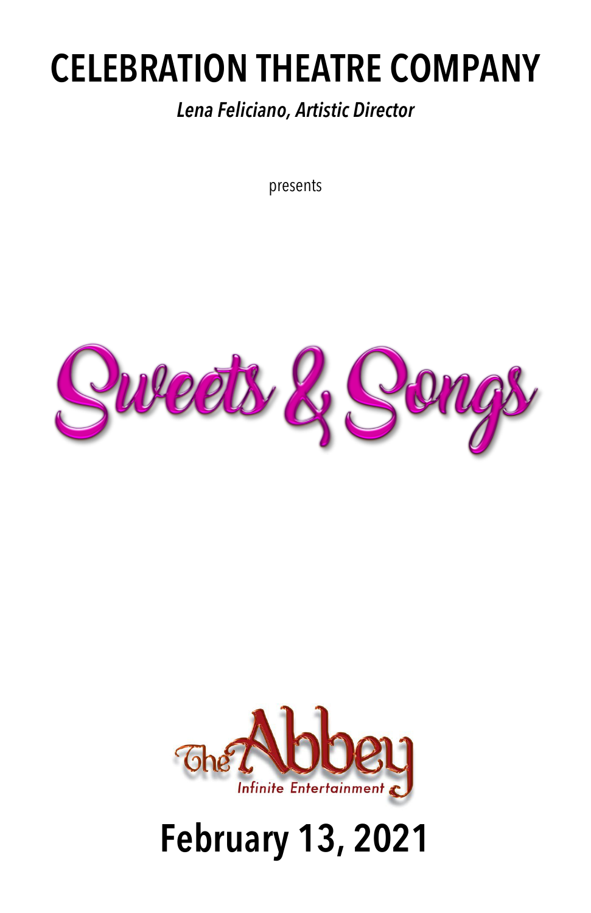# CELEBRATION THEATRE COMPANY

***Lena Feliciano, Artistic Director***

presents

# Sweets & Songs

The Abbey

Infinite Entertainment

## February 13, 2021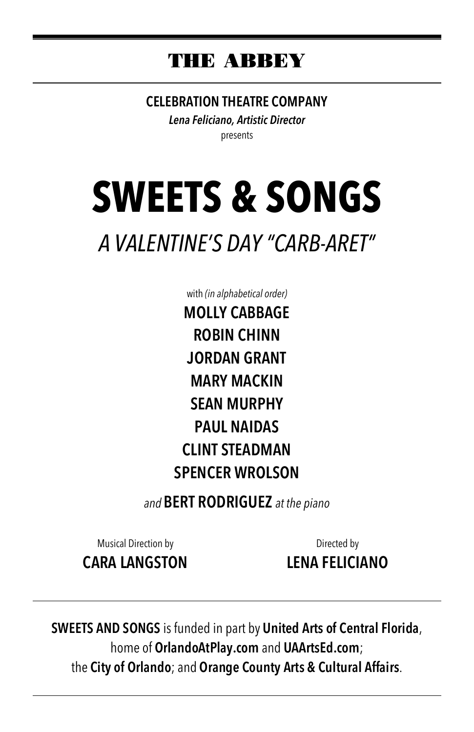## THE ABBEY

**CELEBRATION THEATRE COMPANY**

***Lena Feliciano, Artistic Director***

presents

# SWEETS & SONGS

## *A VALENTINE'S DAY "CARB-ARET"*

with *(in alphabetical order)*

**MOLLY CABBAGE**

**ROBIN CHINN**

**JORDAN GRANT**

**MARY MACKIN**

**SEAN MURPHY**

**PAUL NAIDAS**

**CLINT STEADMAN**

**SPENCER WROLSON**

*and* **BERT RODRIGUEZ** *at the piano*

Musical Direction by
**CARA LANGSTON**

Directed by
**LENA FELICIANO**

---

**SWEETS AND SONGS** is funded in part by **United Arts of Central Florida**, home of **OrlandoAtPlay.com** and **UAArtsEd.com**; the **City of Orlando**; and **Orange County Arts & Cultural Affairs**.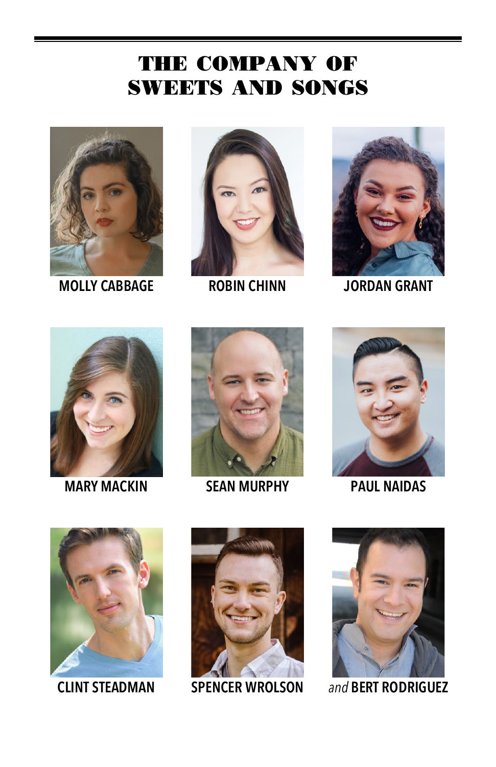# THE COMPANY OF SWEETS AND SONGS

**MOLLY CABBAGE**

**ROBIN CHINN**

**JORDAN GRANT**

**MARY MACKIN**

**SEAN MURPHY**

**PAUL NAIDAS**

**CLINT STEADMAN**

**SPENCER WROLSON**

*and* **BERT RODRIGUEZ**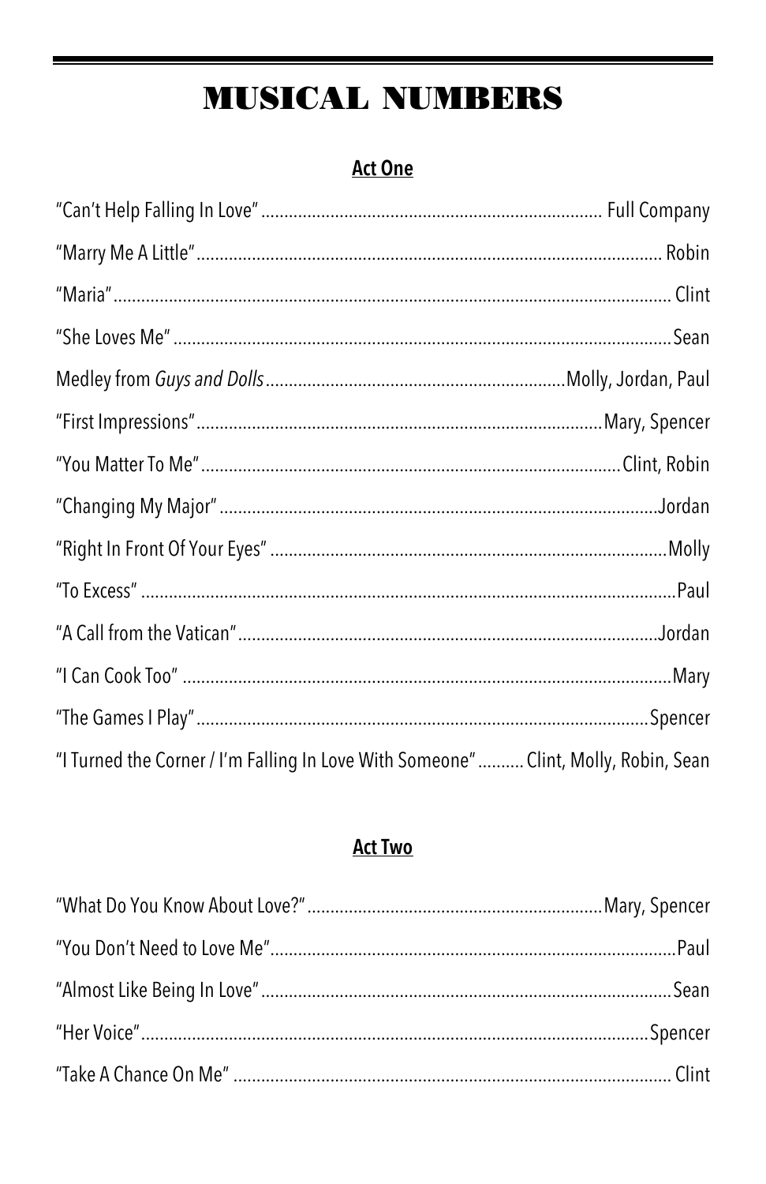# MUSICAL NUMBERS

## Act One

"Can't Help Falling In Love" ........ Full Company

"Marry Me A Little" ........ Robin

"Maria" ........ Clint

"She Loves Me" ........ Sean

Medley from *Guys and Dolls* ........ Molly, Jordan, Paul

"First Impressions" ........ Mary, Spencer

"You Matter To Me" ........ Clint, Robin

"Changing My Major" ........ Jordan

"Right In Front Of Your Eyes" ........ Molly

"To Excess" ........ Paul

"A Call from the Vatican" ........ Jordan

"I Can Cook Too" ........ Mary

"The Games I Play" ........ Spencer

"I Turned the Corner / I'm Falling In Love With Someone" ........ Clint, Molly, Robin, Sean

## Act Two

"What Do You Know About Love?" ........ Mary, Spencer

"You Don't Need to Love Me" ........ Paul

"Almost Like Being In Love" ........ Sean

"Her Voice" ........ Spencer

"Take A Chance On Me" ........ Clint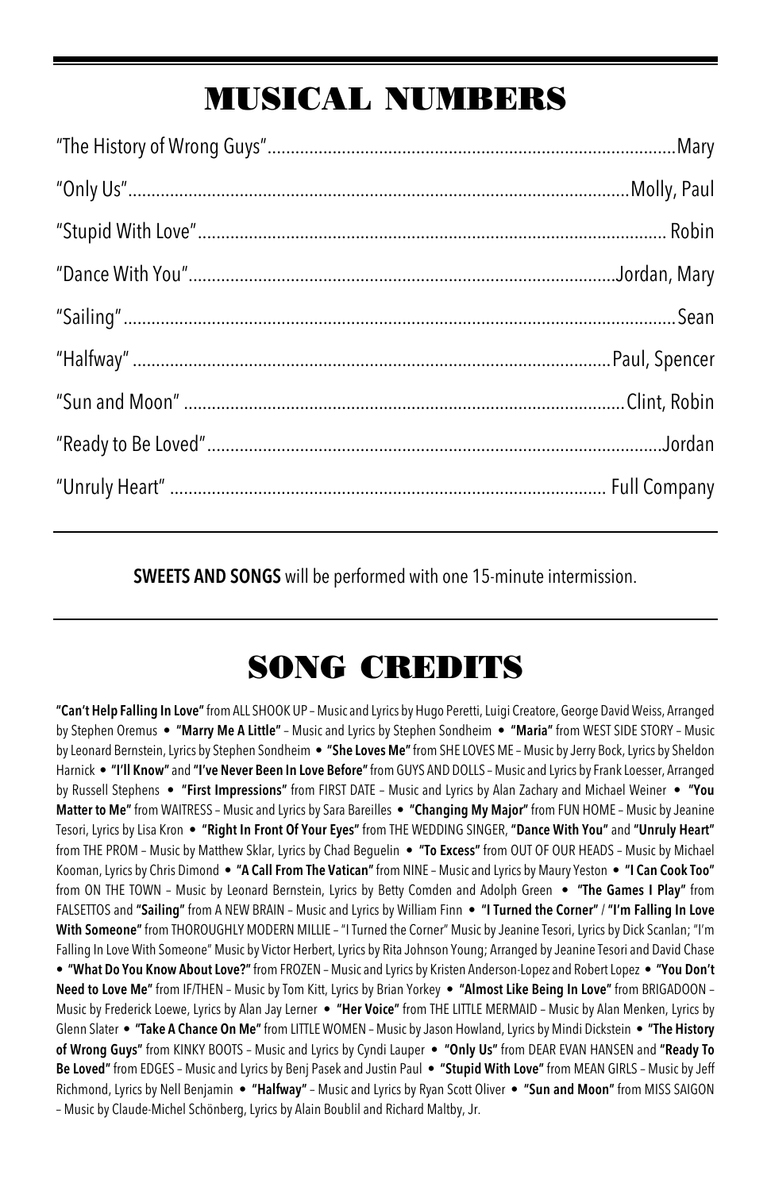# MUSICAL NUMBERS

| | |
|---|---|
| "The History of Wrong Guys" | Mary |
| "Only Us" | Molly, Paul |
| "Stupid With Love" | Robin |
| "Dance With You" | Jordan, Mary |
| "Sailing" | Sean |
| "Halfway" | Paul, Spencer |
| "Sun and Moon" | Clint, Robin |
| "Ready to Be Loved" | Jordan |
| "Unruly Heart" | Full Company |

**SWEETS AND SONGS** will be performed with one 15-minute intermission.

# SONG CREDITS

**"Can't Help Falling In Love"** from ALL SHOOK UP – Music and Lyrics by Hugo Peretti, Luigi Creatore, George David Weiss, Arranged by Stephen Oremus • **"Marry Me A Little"** – Music and Lyrics by Stephen Sondheim • **"Maria"** from WEST SIDE STORY – Music by Leonard Bernstein, Lyrics by Stephen Sondheim • **"She Loves Me"** from SHE LOVES ME – Music by Jerry Bock, Lyrics by Sheldon Harnick • **"I'll Know"** and **"I've Never Been In Love Before"** from GUYS AND DOLLS – Music and Lyrics by Frank Loesser, Arranged by Russell Stephens • **"First Impressions"** from FIRST DATE – Music and Lyrics by Alan Zachary and Michael Weiner • **"You Matter to Me"** from WAITRESS – Music and Lyrics by Sara Bareilles • **"Changing My Major"** from FUN HOME – Music by Jeanine Tesori, Lyrics by Lisa Kron • **"Right In Front Of Your Eyes"** from THE WEDDING SINGER, **"Dance With You"** and **"Unruly Heart"** from THE PROM – Music by Matthew Sklar, Lyrics by Chad Beguelin • **"To Excess"** from OUT OF OUR HEADS – Music by Michael Kooman, Lyrics by Chris Dimond • **"A Call From The Vatican"** from NINE – Music and Lyrics by Maury Yeston • **"I Can Cook Too"** from ON THE TOWN – Music by Leonard Bernstein, Lyrics by Betty Comden and Adolph Green • **"The Games I Play"** from FALSETTOS and **"Sailing"** from A NEW BRAIN – Music and Lyrics by William Finn • **"I Turned the Corner"** / **"I'm Falling In Love With Someone"** from THOROUGHLY MODERN MILLIE – "I Turned the Corner" Music by Jeanine Tesori, Lyrics by Dick Scanlan; "I'm Falling In Love With Someone" Music by Victor Herbert, Lyrics by Rita Johnson Young; Arranged by Jeanine Tesori and David Chase • **"What Do You Know About Love?"** from FROZEN – Music and Lyrics by Kristen Anderson-Lopez and Robert Lopez • **"You Don't Need to Love Me"** from IF/THEN – Music by Tom Kitt, Lyrics by Brian Yorkey • **"Almost Like Being In Love"** from BRIGADOON – Music by Frederick Loewe, Lyrics by Alan Jay Lerner • **"Her Voice"** from THE LITTLE MERMAID – Music by Alan Menken, Lyrics by Glenn Slater • **"Take A Chance On Me"** from LITTLE WOMEN – Music by Jason Howland, Lyrics by Mindi Dickstein • **"The History of Wrong Guys"** from KINKY BOOTS – Music and Lyrics by Cyndi Lauper • **"Only Us"** from DEAR EVAN HANSEN and **"Ready To Be Loved"** from EDGES – Music and Lyrics by Benj Pasek and Justin Paul • **"Stupid With Love"** from MEAN GIRLS – Music by Jeff Richmond, Lyrics by Nell Benjamin • **"Halfway"** – Music and Lyrics by Ryan Scott Oliver • **"Sun and Moon"** from MISS SAIGON – Music by Claude-Michel Schönberg, Lyrics by Alain Boublil and Richard Maltby, Jr.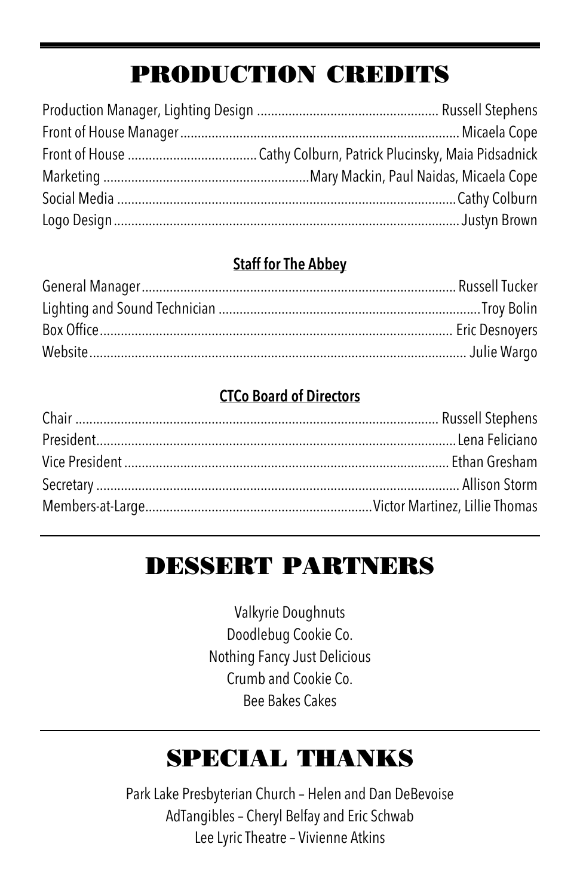# PRODUCTION CREDITS

Production Manager, Lighting Design .................................................... Russell Stephens
Front of House Manager ................................................................................ Micaela Cope
Front of House .................................... Cathy Colburn, Patrick Plucinsky, Maia Pidsadnick
Marketing ......................................................... Mary Mackin, Paul Naidas, Micaela Cope
Social Media ..................................................................................................... Cathy Colburn
Logo Design ...................................................................................................... Justyn Brown

### Staff for The Abbey

General Manager ............................................................................................ Russell Tucker
Lighting and Sound Technician ............................................................................ Troy Bolin
Box Office ........................................................................................................ Eric Desnoyers
Website ................................................................................................................ Julie Wargo

### CTCo Board of Directors

Chair ............................................................................................................ Russell Stephens
President ............................................................................................................ Lena Feliciano
Vice President ................................................................................................. Ethan Gresham
Secretary ........................................................................................................... Allison Storm
Members-at-Large ................................................................ Victor Martinez, Lillie Thomas

# DESSERT PARTNERS

Valkyrie Doughnuts
Doodlebug Cookie Co.
Nothing Fancy Just Delicious
Crumb and Cookie Co.
Bee Bakes Cakes

# SPECIAL THANKS

Park Lake Presbyterian Church – Helen and Dan DeBevoise
AdTangibles – Cheryl Belfay and Eric Schwab
Lee Lyric Theatre – Vivienne Atkins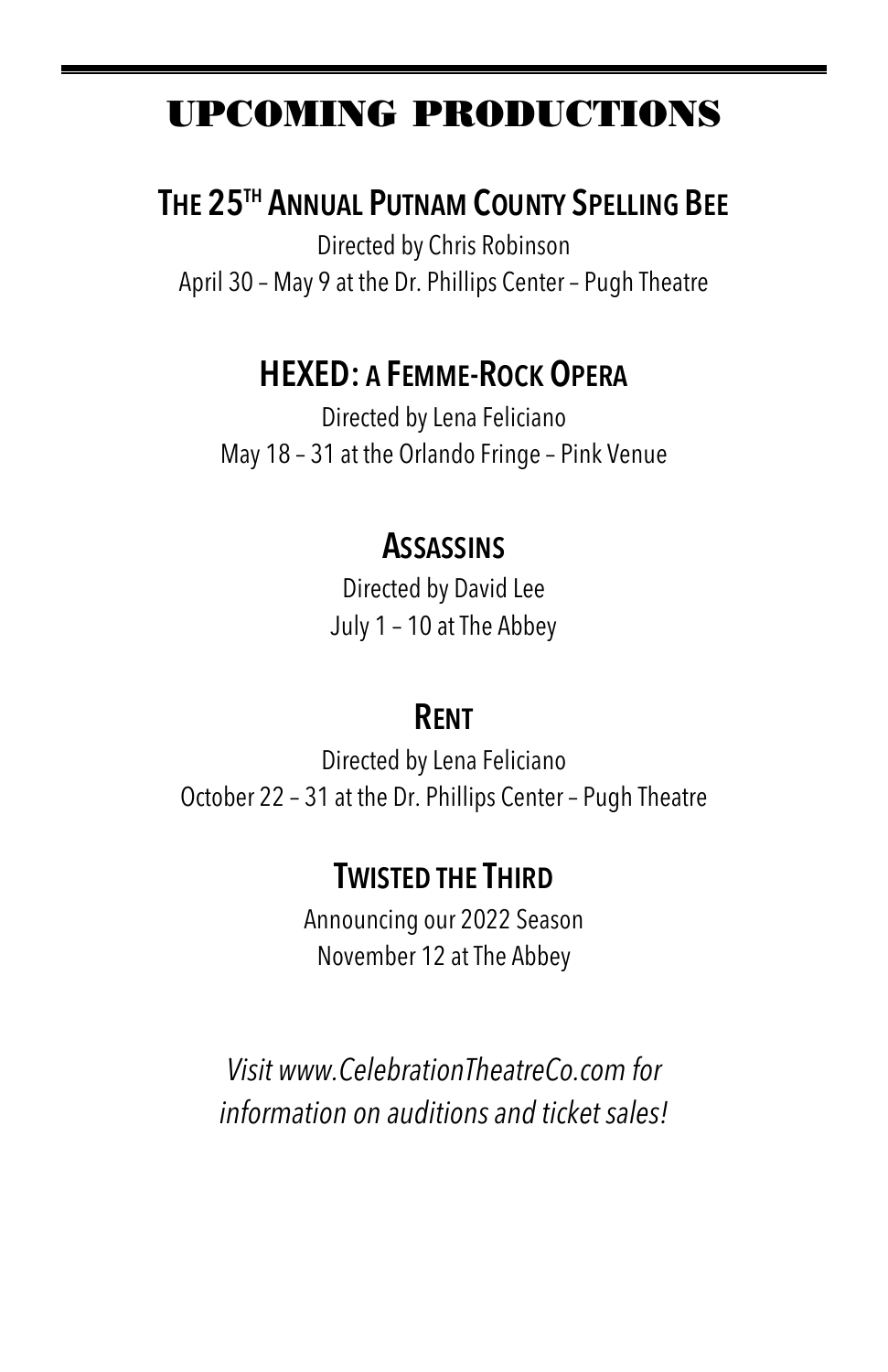# UPCOMING PRODUCTIONS

## The 25th Annual Putnam County Spelling Bee

Directed by Chris Robinson
April 30 – May 9 at the Dr. Phillips Center – Pugh Theatre

## HEXED: a Femme-Rock Opera

Directed by Lena Feliciano
May 18 – 31 at the Orlando Fringe – Pink Venue

## Assassins

Directed by David Lee
July 1 – 10 at The Abbey

## Rent

Directed by Lena Feliciano
October 22 – 31 at the Dr. Phillips Center – Pugh Theatre

## Twisted the Third

Announcing our 2022 Season
November 12 at The Abbey

*Visit www.CelebrationTheatreCo.com for information on auditions and ticket sales!*